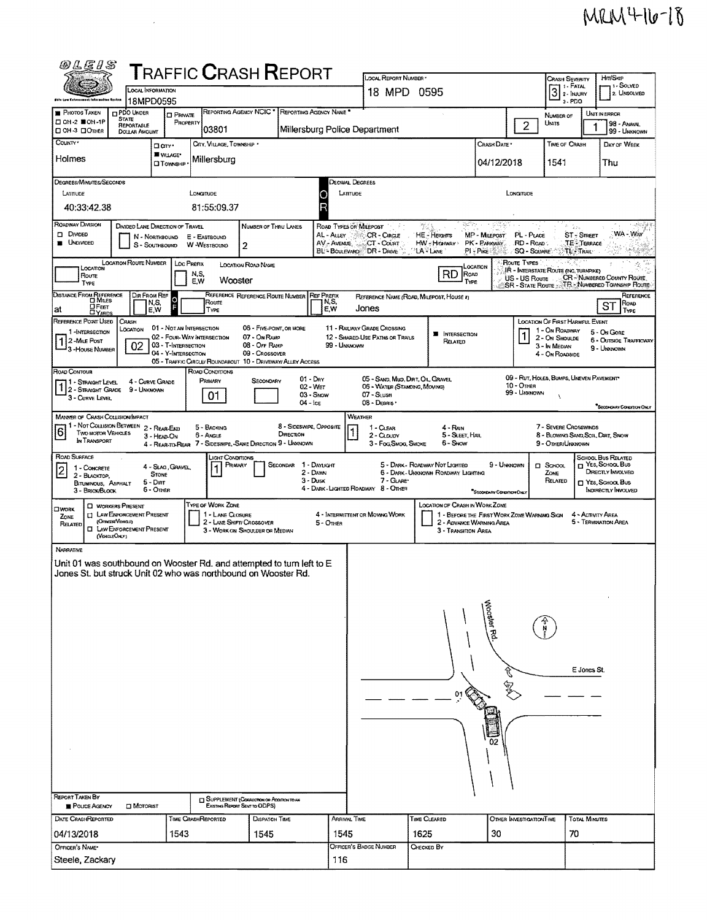MRM4-16-18

# Traffic Crash Report

OLEIS

| Field | Value |
|---|---|
| Local Information | 18MPD0595 |
| Local Report Number | 18 MPD 0595 |
| Crash Severity | 3 (1 - Fatal, 2 - Injury, 3 - PDO) |
| Hit/Skip | 1 - Solved, 2 - Unsolved |
| Photos Taken | OH-2 |
| Reporting Agency NCIC | 03801 |
| Reporting Agency Name | Millersburg Police Department |
| Number of Units | 2 |
| Unit in Error | 1 |
| County | Holmes |
| City, Village, Township | Village - Millersburg |
| Crash Date | 04/12/2018 |
| Time of Crash | 1541 |
| Day of Week | Thu |
| Latitude | 40:33:42.38 |
| Longitude | 81:55:09.37 |
| Roadway Division | Undivided |
| Number of Thru Lanes | 2 |
| Location Road Name | Wooster |
| Location Route Type | RD |
| Distance from Reference | at |
| Reference Name | Jones |
| Reference Route Type | ST |
| Reference Point Used | 1 - Intersection |
| Crash Location | 02 - Four-Way Intersection |
| Intersection Related | Yes |
| Location of First Harmful Event | 1 - On Roadway |
| Road Contour | 1 - Straight Level |
| Road Conditions (Primary) | 01 - Dry |
| Manner of Crash Collision/Impact | 6 - Angle |
| Weather | 1 - Clear |
| Road Surface | 2 - Blacktop, Bituminous, Asphalt |
| Light Conditions (Primary) | 1 - Daylight |

## Narrative

Unit 01 was southbound on Wooster Rd. and attempted to turn left to E Jones St. but struck Unit 02 who was northbound on Wooster Rd.

(Diagram labels: Wooster Rd., N, E Jones St., 01, 02)

| Report Taken By | Police Agency |
|---|---|
| Date Crash Reported | 04/13/2018 |
| Time Crash Reported | 1543 |
| Dispatch Time | 1545 |
| Arrival Time | 1545 |
| Time Cleared | 1625 |
| Other Investigation Time | 30 |
| Total Minutes | 70 |
| Officer's Name | Steele, Zackary |
| Officer's Badge Number | 116 |
| Checked By | |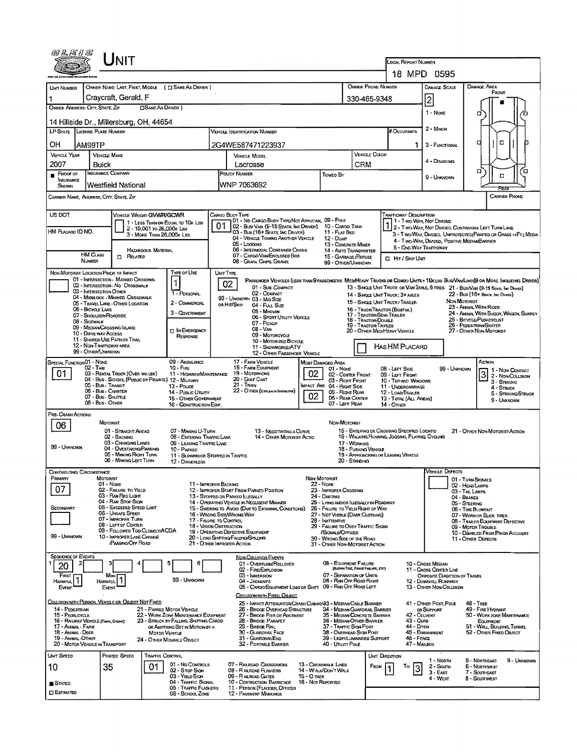# Unit

**Local Report Number:** 18 MPD 0595

| Unit Number | Owner Name: Last, First, Middle (☐ Same As Driver) | Owner Phone Number | Damage Scale | Damage Area |
|---|---|---|---|---|
| 1 | Craycraft, Gerald, F | 330-465-9348 | 2 | Front |

**Owner Address: City, State, Zip** (☐ Same As Driver)
14 Hillside Dr., Millersburg, OH, 44654

Damage Scale: 1 - None; 2 - Minor; 3 - Functional; 4 - Disabling; 9 - Unknown

| LP State | License Plate Number | Vehicle Identification Number | # Occupants |
|---|---|---|---|
| OH | AM99TP | 2G4WE587471223937 | 1 |

| Vehicle Year | Vehicle Make | Vehicle Model | Vehicle Color |
|---|---|---|---|
| 2007 | Buick | Lacrosse | CRM |

| Proof of Insurance Shown | Insurance Company | Policy Number | Towed By |
|---|---|---|---|
| ■ | Westfield National | WNP 7063692 | |

**Carrier Name, Address, City, State, Zip** | **Carrier Phone**

**US DOT** | **HM Placard ID No.** | **HM Class Number** | ☐ Related (Hazardous Material)

**Vehicle Weight GVWR/GCWR:** 1 - Less Than or Equal to 10k Lbs; 2 - 10,001 to 26,000k Lbs; 3 - More Than 26,000k Lbs.

**Cargo Body Type:** 01
01 - No Cargo Body Type/Not Applicabl; 02 - Bus/Van (9-15 Seats, Inc Driver); 03 - Bus (16+ Seats, Inc Driver); 04 - Vehicle Towing Another Vehicle; 05 - Logging; 06 - Intermodal Container Chassis; 07 - Cargo Van/Enclosed Box; 08 - Grain, Chips, Gravel; 09 - Pole; 10 - Cargo Tank; 11 - Flat Bed; 12 - Dump; 13 - Concrete Mixer; 14 - Auto Transporter; 15 - Garbage/Refuse; 99 - Other/Unknown

**Trafficway Description:** 1
1 - Two-Way, Not Divided; 2 - Two-Way, Not Divided, Continuous Left Turn Lane; 3 - Two-Way, Divided, Unprotected(Painted or Grass >4Ft.) Media; 4 - Two-Way, Divided, Positive Median Barrier; 5 - One-Way Trafficway
☐ Hit / Skip Unit

**Non-Motorist Location Prior to Impact:**
01 - Intersection - Marked Crosswal; 02 - Intersection - No Crosswalk; 03 - Intersection Other; 04 - Midblock - Marked Crosswalk; 05 - Travel Lane - Other Location; 06 - Bicycle Lane; 07 - Shoulder/Roadside; 08 - Sidewalk; 09 - Median/Crossing Island; 10 - Drive way Access; 11 - Shared-Use Path or Trail; 12 - Non-Trafficway Area; 99 - Other/Unknown

**Type of Use:** 1
1 - Personal; 2 - Commercial; 3 - Government; ☐ In Emergency Response

**Unit Type:** 02
Passenger Vehicles (less than 9 passengers): 01 - Sub-Compact; 02 - Compact; 99 - Unknown 03 - Mid Size or Hit/Skip; 04 - Full Size; 05 - Minivan; 06 - Sport Utility Vehicle; 07 - Pickup; 08 - Van; 09 - Motorcycle; 10 - Motorized Bicycle; 11 - Snowmobile/ATV; 12 - Other Passenger Vehicle
Med/Heavy Trucks or Combo Units > 10k lbs Bus/Van/Limo(9 or More Including Driver): 13 - Single Unit Truck or Van 2axle, 6 Tires; 14 - Single Unit Truck; 3+ Axles; 15 - Single Unit Truck/Trailer; 16 - Truck/Tractor (Bobtail); 17 - Tractor/Semi-Trailer; 18 - Tractor/Double; 19 - Tractor/Triples; 20 - Other Med/Heavy Vehicle; 21 - Bus/Van (9-15 Seats, Inc Driver); 22 - Bus (16+ Seats, Inc Driver)
Non-Motorist: 23 - Animal With Rider; 24 - Animal With Buggy, Wagon, Surrey; 25 - Bicycle/Pedacyclist; 26 - Pedestrian/Skater; 27 - Other Non-Motorist
☐ Has HM Placard

**Special Function:** 01
01 - None; 02 - Taxi; 03 - Rental Truck (Over 10k lbs); 04 - Bus - School (Public or Private); 05 - Bus - Transit; 06 - Bus - Charter; 07 - Bus - Shuttle; 08 - Bus - Other; 09 - Ambulance; 10 - Fire; 11 - Highway/Maintenance; 12 - Military; 13 - Police; 14 - Public Utility; 15 - Other Government; 16 - Construction Eqip.; 17 - Farm Vehicle; 18 - Farm Equipment; 19 - Motorhome; 20 - Golf Cart; 21 - Train; 22 - Other (Explain in Narrative)

**Most Damaged Area:** 02 | **Impact Are:** 02
01 - None; 02 - Center Front; 03 - Right Front; 04 - Right Side; 05 - Right Rear; 06 - Rear Center; 07 - Left Rear; 08 - Left Side; 09 - Left Front; 10 - Top and Windows; 11 - Undercarriage; 12 - Load/Trailer; 13 - Total (All Areas); 14 - Other; 99 - Unknown

**Action:** 3
1 - Non-Contact; 2 - Non-Collision; 3 - Striking; 4 - Struck; 5 - Striking/Struck; 9 - Unknown

**Pre-Crash Actions:** 06
Motorist: 01 - Straight Ahead; 02 - Backing; 03 - Changing Lanes; 04 - Overtaking/Passing; 05 - Making Right Turn; 06 - Making Left Turn; 07 - Making U-Turn; 08 - Entering Traffic Lane; 09 - Leaving Traffic Lane; 10 - Parked; 11 - Slowing or Stopped in Traffic; 12 - Driverless; 13 - Negotiating a Curve; 14 - Other Motorist Actio
Non-Motorist: 15 - Entering or Crossing Specified Locatio; 16 - Walking, Running, Jogging, Playing, Cycling; 17 - Working; 18 - Pushing Vehicle; 19 - Approaching or Leaving Vehicle; 20 - Standing; 21 - Other Non-Motorist Action
99 - Unknown

**Contributing Circumstance**
Primary: 07
Secondary:
Motorist: 01 - None; 02 - Failure to Yield; 03 - Ran Red Light; 04 - Ran Stop Sign; 05 - Exceeded Speed Limit; 06 - Unsafe Speed; 07 - Improper Turn; 08 - Left of Center; 09 - Followed Too Closely/ACDA; 10 - Improper Lane Change /Passing/Off Road; 11 - Improper Backing; 12 - Improper Start From Parked Position; 13 - Stopped or Parked Illegally; 14 - Operating Vehicle in Negligent Manner; 15 - Swering to Avoid (Due to External Conditions); 16 - Wrong Side/Wrong Way; 17 - Failure to Control; 18 - Vision Obstruction; 19 - Operating Defective Equipment; 20 - Load Shifting/Falling/Spilling; 21 - Other Improper Action
Non-Motorist: 22 - None; 23 - Improper Crossing; 24 - Darting; 25 - Lying and/or Illegally in Roadway; 26 - Failure to Yield Right of Way; 27 - Not Visible (Dark Clothing); 28 - Inattentive; 29 - Failure to Obey Traffic Signs /Signals/Officer; 30 - Wrong Side of the Road; 31 - Other Non-Motorist Action
99 - Unknown

**Vehicle Defects:** 01 - Turn Signals; 02 - Head Lamps; 03 - Tail Lamps; 04 - Brakes; 05 - Steering; 06 - Tire Blowout; 07 - Worn or Slick Tires; 08 - Trailer Equipment Defective; 09 - Motor Trouble; 10 - Disabled From Prior Accident; 11 - Other Defects

**Sequence of Events:** 1: 20 | 2: | 3: | 4: | 5: | 6:
First Harmful Event: 1 | Most Harmful Event: 1
99 - Unknown

Non-Collision Events: 01 - Overturn/Rollover; 02 - Fire/Explosion; 03 - Immersion; 04 - Jackknife; 05 - Cargo/Equipment Loss or Shift; 06 - Equipment Failure (Blown Tire, Brake Failure, etc); 07 - Separation of Units; 08 - Ran Off Road Right; 09 - Ran Off Road Left; 10 - Cross Median; 11 - Cross Center Line Opposite Direction of Travel; 12 - Downhill Runaway; 13 - Other Non-Collision

Collision with Person, Vehicle or Object Not Fixed: 14 - Pedestrian; 15 - Pedalcycle; 16 - Railway Vehicle (Train, Engine); 17 - Animal - Farm; 18 - Animal - Deer; 19 - Animal - Other; 20 - Motor Vehicle in Transport; 21 - Parked Motor Vehicle; 22 - Work Zone Maintenance Equipment; 23 - Struck by Falling, Shifting Cargo or Anything Set in Motion by a Motor Vehicle; 24 - Other Movable Object

Collision with Fixed Object: 25 - Impact Attenuator/Crash Cushion; 26 - Bridge Overhead Structure; 27 - Bridge Pier or Abutment; 28 - Bridge Parapet; 29 - Bridge Rail; 30 - Guardrail Face; 31 - Guardrail End; 32 - Portable Barrier; 33 - Median Cable Barrier; 34 - Median Guardrail Barrier; 35 - Median Concrete Barrier; 36 - Median Other Barrier; 37 - Traffic Sign Post; 38 - Overhead Sign Post; 39 - Light/Luminaries Support; 40 - Utility Pole; 41 - Other Post, Pole or Support; 42 - Culvert; 43 - Curb; 44 - Ditch; 45 - Embankment; 46 - Fence; 47 - Mailbox; 48 - Tree; 49 - Fire Hydrant; 50 - Work Zone Maintenance Equipment; 51 - Wall, Building, Tunnel; 52 - Other Fixed Object

| Unit Speed | Posted Speed | Traffic Control | Unit Direction |
|---|---|---|---|
| 10 | 35 | 01 | From 1 To 3 |

■ Stated ☐ Estimated

Traffic Control: 01 - No Controls; 02 - Stop Sign; 03 - Yield Sign; 04 - Traffic Signal; 05 - Traffic Flashers; 06 - School Zone; 07 - Railroad Crossbucks; 08 - Railroad Flashers; 09 - Railroad Gates; 10 - Costruction Barricade; 11 - Person (Flagger, Officer); 12 - Pavement Markings; 13 - Crosswalk Lines; 14 - Walk/Don't Walk; 15 - Other; 16 - Not Reported

Unit Direction: 1 - North; 2 - South; 3 - East; 4 - West; 5 - Northeast; 6 - Northwest; 7 - Southeast; 8 - Southwest; 9 - Unknown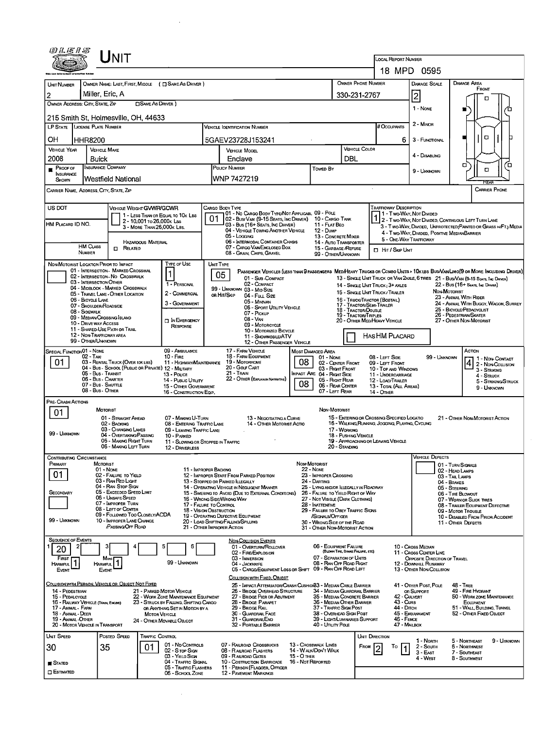# UNIT

**LOCAL REPORT NUMBER:** 18 MPD 0595

| UNIT NUMBER | OWNER NAME: LAST, FIRST, MIDDLE ( ☐ SAME AS DRIVER ) | OWNER PHONE NUMBER | DAMAGE SCALE | DAMAGE AREA |
|---|---|---|---|---|
| 2 | Miller, Eric, A | 330-231-2767 | 2 | FRONT |

**OWNER ADDRESS: CITY, STATE, ZIP** ( ☐ SAME AS DRIVER ): 215 Smith St, Holmesville, OH, 44633

DAMAGE SCALE: 1 - NONE, 2 - MINOR, 3 - FUNCTIONAL, 4 - DISABLING, 9 - UNKNOWN

| LP STATE | LICENSE PLATE NUMBER | VEHICLE IDENTIFICATION NUMBER | # OCCUPANTS |
|---|---|---|---|
| OH | HHR8200 | 5GAEV23728J153241 | 6 |

| VEHICLE YEAR | VEHICLE MAKE | VEHICLE MODEL | VEHICLE COLOR |
|---|---|---|---|
| 2008 | Buick | Enclave | DBL |

| PROOF OF INSURANCE SHOWN | INSURANCE COMPANY | POLICY NUMBER | TOWED BY |
|---|---|---|---|
| ■ | Westfield National | WNP 7427219 | |

CARRIER NAME, ADDRESS, CITY, STATE, ZIP — CARRIER PHONE

**US DOT**

**VEHICLE WEIGHT GVWR/GCWR:** 1 - LESS THAN OR EQUAL TO 10K LBS; 2 - 10,001 TO 26,000K LBS; 3 - MORE THAN 26,000K LBS.

HM PLACARD ID NO. — HAZARDOUS MATERIAL — HM CLASS NUMBER — ☐ RELATED

**CARGO BODY TYPE:** 01
01 - NO CARGO BODY TYPE/NOT APPLICABL; 02 - BUS/VAN (9-15 SEATS, INC DRIVER); 03 - BUS (16+ SEATS, INC DRIVER); 04 - VEHICLE TOWING ANOTHER VEHICLE; 05 - LOGGING; 06 - INTERMODAL CONTAINER CHASIS; 07 - CARGO VAN/ENCLOSED BOX; 08 - GRAIN, CHIPS, GRAVEL; 09 - POLE; 10 - CARGO TANK; 11 - FLAT BED; 12 - DUMP; 13 - CONCRETE MIXER; 14 - AUTO TRANSPORTER; 15 - GARBAGE/REFUSE; 99 - OTHER/UNKNOWN

**TRAFFICWAY DESCRIPTION:** 1
1 - TWO-WAY, NOT DIVIDED; 2 - TWO-WAY, NOT DIVIDED, CONTINUOUS LEFT TURN LANE; 3 - TWO-WAY, DIVIDED, UNPROTECTED (PAINTED OR GRASS >4FT.) MEDIA; 4 - TWO-WAY, DIVIDED, POSITIVE MEDIAN BARRIER; 5 - ONE-WAY TRAFFICWAY
☐ HIT / SKIP UNIT

**NON-MOTORIST LOCATION PRIOR TO IMPACT:**
01 - INTERSECTION - MARKED CROSSWAL; 02 - INTERSECTION - NO CROSSWALK; 03 - INTERSECTION OTHER; 04 - MIDBLOCK - MARKED CROSSWALK; 05 - TRAVEL LANE - OTHER LOCATION; 06 - BICYCLE LANE; 07 - SHOULDER/ROADSIDE; 08 - SIDEWALK; 09 - MEDIAN/CROSSING ISLAND; 10 - DRIVE WAY ACCESS; 11 - SHARED-USE PATH OR TRAIL; 12 - NON-TRAFFICWAY AREA; 99 - OTHER/UNKNOWN

**TYPE OF USE:** 1
1 - PERSONAL; 2 - COMMERCIAL; 3 - GOVERNMENT; ☐ IN EMERGENCY RESPONSE

**UNIT TYPE:** 05
PASSENGER VEHICLES (LESS THAN 9 PASSENGERS MED/HEAVY TRUCKS OR COMBO UNITS > 10K LBS BUS/VAN/LIMO(9 OR MORE INCLUDING DRIVER)
01 - SUB-COMPACT; 02 - COMPACT; 99 - UNKNOWN 03 - MID SIZE; OR HIT/SKIP 04 - FULL SIZE; 05 - MINIVAN; 06 - SPORT UTILITY VEHICLE; 07 - PICKUP; 08 - VAN; 09 - MOTORCYCLE; 10 - MOTORIZED BICYCLE; 11 - SNOWMOBILE/ATV; 12 - OTHER PASSENGER VEHICLE
13 - SINGLE UNIT TRUCK OR VAN 2AXLE, 6 TIRES; 14 - SINGLE UNIT TRUCK; 3+ AXLES; 15 - SINGLE UNIT TRUCK / TRAILER; 16 - TRUCK/TRACTOR (BOBTAIL); 17 - TRACTOR/SEMI-TRAILER; 18 - TRACTOR/DOUBLE; 19 - TRACTOR/TRIPLES; 20 - OTHER MED/HEAVY VEHICLE
21 - BUS/VAN (9-15 SEATS, INC DRIVER); 22 - BUS (16+ SEATS, INC DRIVER)
NON-MOTORIST: 23 - ANIMAL WITH RIDER; 24 - ANIMAL WITH BUGGY, WAGON, SURREY; 25 - BICYCLE/PEDACYCLIST; 26 - PEDESTRIAN/SKATER; 27 - OTHER NON-MOTORIST
☐ HAS HM PLACARD

**SPECIAL FUNCTION:** 01
01 - NONE; 02 - TAXI; 03 - RENTAL TRUCK (OVER 10K LBS); 04 - BUS - SCHOOL (PUBLIC OR PRIVATE); 05 - BUS - TRANSIT; 06 - BUS - CHARTER; 07 - BUS - SHUTTLE; 08 - BUS - OTHER; 09 - AMBULANCE; 10 - FIRE; 11 - HIGHWAY/MAINTENANCE; 12 - MILITARY; 13 - POLICE; 14 - PUBLIC UTILITY; 15 - OTHER GOVERNMENT; 16 - CONSTRUCTION EQIP.; 17 - FARM VEHICLE; 18 - FARM EQUIPMENT; 19 - MOTORHOME; 20 - GOLF CART; 21 - TRAIN; 22 - OTHER (EXPLAIN IN NARRATIVE)

**MOST DAMAGED AREA:** 08
01 - NONE; 02 - CENTER FRONT; 03 - RIGHT FRONT; 04 - RIGHT SIDE; 05 - RIGHT REAR; 06 - REAR CENTER; 07 - LEFT REAR; 08 - LEFT SIDE; 09 - LEFT FRONT; 10 - TOP AND WINDOWS; 11 - UNDERCARRIAGE; 12 - LOAD/TRAILER; 13 - TOTAL (ALL AREAS); 14 - OTHER; 99 - UNKNOWN

**IMPACT ARE:** 08

**ACTION:** 4
1 - NON-CONTACT; 2 - NON-COLLISION; 3 - STRIKING; 4 - STRUCK; 5 - STRIKING/STRUCK; 9 - UNKNOWN

**PRE-CRASH ACTIONS:** 01
MOTORIST: 01 - STRAIGHT AHEAD; 02 - BACKING; 03 - CHANGING LANES; 04 - OVERTAKING/PASSING; 05 - MAKING RIGHT TURN; 06 - MAKING LEFT TURN; 07 - MAKING U-TURN; 08 - ENTERING TRAFFIC LANE; 09 - LEAVING TRAFFIC LANE; 10 - PARKED; 11 - SLOWING OR STOPPED IN TRAFFIC; 12 - DRIVERLESS; 13 - NEGOTIATING A CURVE; 14 - OTHER MOTORIST ACTIO
NON-MOTORIST: 15 - ENTERING OR CROSSING SPECIFIED LOCATIO; 16 - WALKING, RUNNING, JOGGING, PLAYING, CYCLING; 17 - WORKING; 18 - PUSHING VEHICLE; 19 - APPROACHING OR LEAVING VEHICLE; 20 - STANDING; 21 - OTHER NON-MOTORIST ACTION
99 - UNKNOWN

**CONTRIBUTING CIRCUMSTANCE**
PRIMARY: 01
SECONDARY:
MOTORIST: 01 - NONE; 02 - FAILURE TO YIELD; 03 - RAN RED LIGHT; 04 - RAN STOP SIGN; 05 - EXCEEDED SPEED LIMIT; 06 - UNSAFE SPEED; 07 - IMPROPER TURN; 08 - LEFT OF CENTER; 09 - FOLLOWED TOO CLOSELY/ACDA; 10 - IMPROPER LANE CHANGE /PASSING/OFF ROAD; 11 - IMPROPER BACKING; 12 - IMPROPER START FROM PARKED POSITION; 13 - STOPPED OR PARKED ILLEGALLY; 14 - OPERATING VEHICLE IN NEGLIGENT MANNER; 15 - SWERING TO AVOID (DUE TO EXTERNAL CONDITIONS); 16 - WRONG SIDE/WRONG WAY; 17 - FAILURE TO CONTROL; 18 - VISION OBSTRUCTION; 19 - OPERATING DEFECTIVE EQUIPMENT; 20 - LOAD SHIFTING/FALLING/SPILLING; 21 - OTHER IMPROPER ACTION
NON-MOTORIST: 22 - NONE; 23 - IMPROPER CROSSING; 24 - DARTING; 25 - LYING AND/OR ILLEGALLY IN ROADWAY; 26 - FALURE TO YIELD RIGHT OF WAY; 27 - NOT VISIBLE (DARK CLOTHING); 28 - INATTENTIVE; 29 - FAILURE TO OBEY TRAFFIC SIGNS /SIGNALS/OFFICER; 30 - WRONG SIDE OF THE ROAD; 31 - OTHER NON-MOTORIST ACTION
99 - UNKNOWN

**VEHICLE DEFECTS:** 01 - TURN SIGNALS; 02 - HEAD LAMPS; 03 - TAIL LAMPS; 04 - BRAKES; 05 - STEERING; 06 - TIRE BLOWOUT; 07 - WORN OR SLICK TIRES; 08 - TRAILER EQUIPMENT DEFECTIVE; 09 - MOTOR TROUBLE; 10 - DISABLED FROM PRIOR ACCIDENT; 11 - OTHER DEFECTS

**SEQUENCE OF EVENTS**

| 1 | 2 | 3 | 4 | 5 | 6 |
|---|---|---|---|---|---|
| 20 | | | | | |

FIRST HARMFUL EVENT: 1 — MOST HARMFUL EVENT: 1 — 99 - UNKNOWN

NON-COLLISION EVENTS: 01 - OVERTURN/ROLLOVER; 02 - FIRE/EXPLOSION; 03 - IMMERSION; 04 - JACKKNIFE; 05 - CARGO/EQUIPMENT LOSS OR SHIFT; 06 - EQUIPMENT FAILURE (BLOWN TIRE, BRAKE FAILURE, ETC); 07 - SEPARATION OF UNITS; 08 - RAN OFF ROAD RIGHT; 09 - RAN OFF ROAD LEFT; 10 - CROSS MEDIAN; 11 - CROSS CENTER LINE OPPOSITE DIRECTION OF TRAVEL; 12 - DOWNHILL RUNAWAY; 13 - OTHER NON-COLLISION

COLLISION WITH PERSON, VEHICLE OR OBJECT NOT FIXED: 14 - PEDESTRIAN; 15 - PEDALCYCLE; 16 - RAILWAY VEHICLE (TRAIN, ENGINE); 17 - ANIMAL - FARM; 18 - ANIMAL - DEER; 19 - ANIMAL - OTHER; 20 - MOTOR VEHICLE IN TRANSPORT; 21 - PARKED MOTOR VEHICLE; 22 - WORK ZONE MAINTENANCE EQUIPMENT; 23 - STRUCK BY FALLING, SHIFTING CARGO OR ANYTHING SET IN MOTION BY A MOTOR VEHICLE; 24 - OTHER MOVABLE OBJECT

COLLISION WITH FIXED, OBJECT: 25 - IMPACT ATTENUATOR/CRASH CUSHION; 26 - BRIDGE OVERHEAD STRUCTURE; 27 - BRIDGE PIER OR ABUTMENT; 28 - BRIDGE PARAPET; 29 - BRIDGE RAIL; 30 - GUARDRAIL FACE; 31 - GUARDRAIL END; 32 - PORTABLE BARRIER; 33 - MEDIAN CABLE BARRIER; 34 - MEDIAN GUARDRAIL BARRIER; 35 - MEDIAN CONCRETE BARRIER; 36 - MEDIAN OTHER BARRIER; 37 - TRAFFIC SIGN POST; 38 - OVERHEAD SIGN POST; 39 - LIGHT/LUMINARIES SUPPORT; 40 - UTILITY POLE; 41 - OTHER POST, POLE OR SUPPORT; 42 - CULVERT; 43 - CURB; 44 - DITCH; 45 - EMBANKMENT; 46 - FENCE; 47 - MAILBOX; 48 - TREE; 49 - FIRE HYDRANT; 50 - WORK ZONE MAINTENANCE EQUIPMENT; 51 - WALL, BUILDING, TUNNEL; 52 - OTHER FIXED OBJECT

| UNIT SPEED | POSTED SPEED | TRAFFIC CONTROL | UNIT DIRECTION |
|---|---|---|---|
| 30 | 35 | 01 | FROM 2 TO 1 |

■ STATED ☐ ESTIMATED

TRAFFIC CONTROL: 01 - NO CONTROLS; 02 - STOP SIGN; 03 - YIELD SIGN; 04 - TRAFFIC SIGNAL; 05 - TRAFFIC FLASHERS; 06 - SCHOOL ZONE; 07 - RAILROAD CROSSBUCKS; 08 - RAILROAD FLASHERS; 09 - RAILROAD GATES; 10 - COSTRUCTION BARRICADE; 11 - PERSON (FLAGGER, OFFICER; 12 - PAVEMENT MARKINGS; 13 - CROSSWALK LINES; 14 - WALK/DON'T WALK; 15 - OTHER; 16 - NOT REPORTED

UNIT DIRECTION: 1 - NORTH; 2 - SOUTH; 3 - EAST; 4 - WEST; 5 - NORTHEAST; 6 - NORTHWEST; 7 - SOUTHEAST; 8 - SOUTHWEST; 9 - UNKNOWN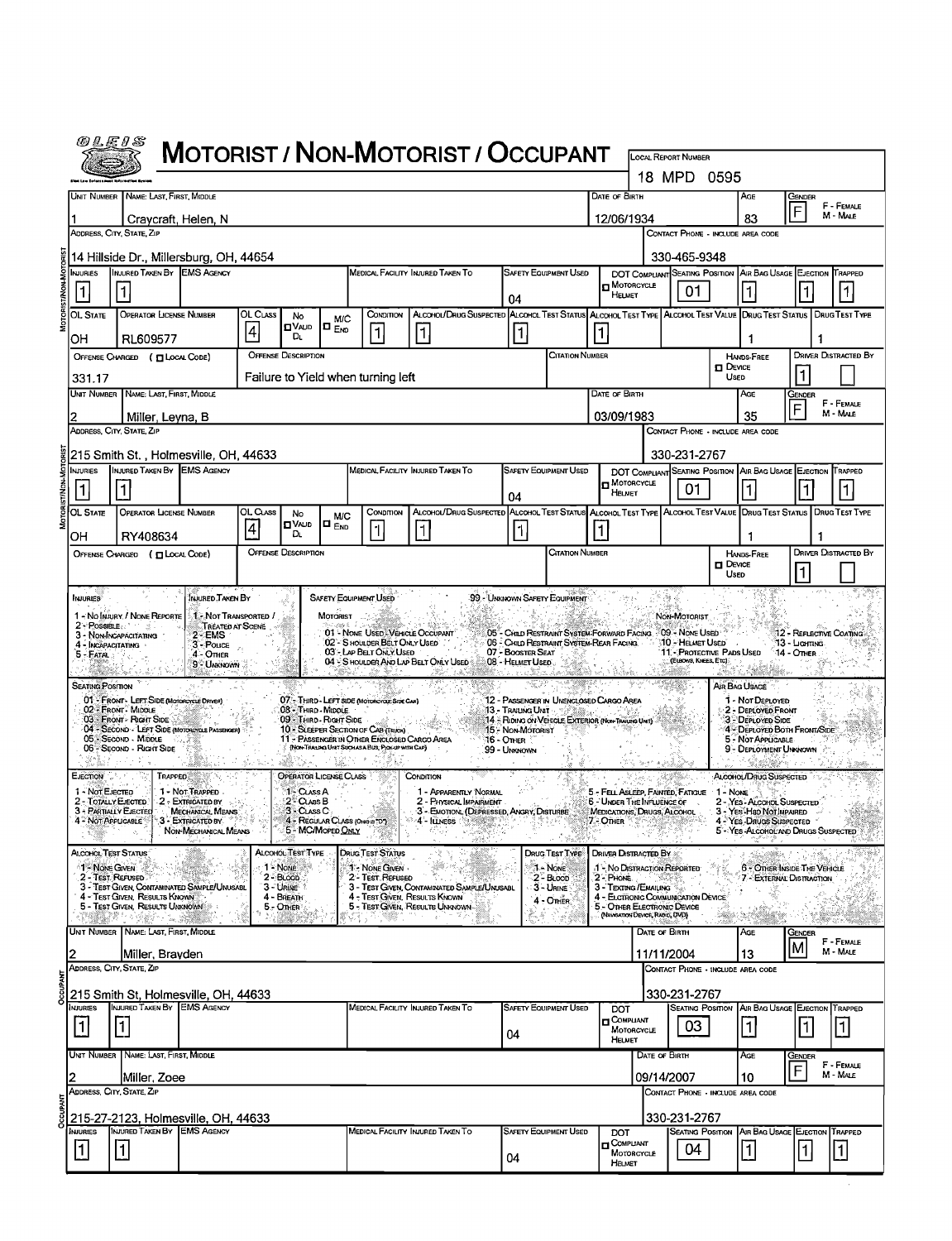# MOTORIST / NON-MOTORIST / OCCUPANT

OLEIS

LOCAL REPORT NUMBER: 18 MPD 0595

## MOTORIST/NON-MOTORIST

| UNIT NUMBER | NAME: LAST, FIRST, MIDDLE | DATE OF BIRTH | AGE | GENDER |
|---|---|---|---|---|
| 1 | Craycraft, Helen, N | 12/06/1934 | 83 | F |

ADDRESS, CITY, STATE, ZIP: 14 Hillside Dr., Millersburg, OH, 44654

CONTACT PHONE - INCLUDE AREA CODE: 330-465-9348

| INJURIES | INJURED TAKEN BY | EMS AGENCY | MEDICAL FACILITY INJURED TAKEN TO | SAFETY EQUIPMENT USED | DOT COMPLIANT MOTORCYCLE HELMET | SEATING POSITION | AIR BAG USAGE | EJECTION | TRAPPED |
|---|---|---|---|---|---|---|---|---|---|
| 1 | 1 | | | 04 | | 01 | 1 | 1 | 1 |

| OL STATE | OPERATOR LICENSE NUMBER | OL CLASS | NO VALID DL | M/C END | CONDITION | ALCOHOL/DRUG SUSPECTED | ALCOHOL TEST STATUS | ALCOHOL TEST TYPE | ALCOHOL TEST VALUE | DRUG TEST STATUS | DRUG TEST TYPE |
|---|---|---|---|---|---|---|---|---|---|---|---|
| OH | RL609577 | 4 | | | 1 | 1 | 1 | 1 | | 1 | 1 |

| OFFENSE CHARGED (LOCAL CODE) | OFFENSE DESCRIPTION | CITATION NUMBER | HANDS-FREE DEVICE USED | DRIVER DISTRACTED BY |
|---|---|---|---|---|
| 331.17 | Failure to Yield when turning left | | | 1 |

| UNIT NUMBER | NAME: LAST, FIRST, MIDDLE | DATE OF BIRTH | AGE | GENDER |
|---|---|---|---|---|
| 2 | Miller, Leyna, B | 03/09/1983 | 35 | F |

ADDRESS, CITY, STATE, ZIP: 215 Smith St. , Holmesville, OH, 44633

CONTACT PHONE - INCLUDE AREA CODE: 330-231-2767

| INJURIES | INJURED TAKEN BY | EMS AGENCY | MEDICAL FACILITY INJURED TAKEN TO | SAFETY EQUIPMENT USED | DOT COMPLIANT MOTORCYCLE HELMET | SEATING POSITION | AIR BAG USAGE | EJECTION | TRAPPED |
|---|---|---|---|---|---|---|---|---|---|
| 1 | 1 | | | 04 | | 01 | 1 | 1 | 1 |

| OL STATE | OPERATOR LICENSE NUMBER | OL CLASS | NO VALID DL | M/C END | CONDITION | ALCOHOL/DRUG SUSPECTED | ALCOHOL TEST STATUS | ALCOHOL TEST TYPE | ALCOHOL TEST VALUE | DRUG TEST STATUS | DRUG TEST TYPE |
|---|---|---|---|---|---|---|---|---|---|---|---|
| OH | RY408634 | 4 | | | 1 | 1 | 1 | 1 | | 1 | 1 |

| OFFENSE CHARGED (LOCAL CODE) | OFFENSE DESCRIPTION | CITATION NUMBER | HANDS-FREE DEVICE USED | DRIVER DISTRACTED BY |
|---|---|---|---|---|
| | | | | 1 |

## CODES

**INJURIES:** 1 - No Injury / None Reported; 2 - Possible; 3 - Non-Incapacitating; 4 - Incapacitating; 5 - Fatal

**INJURED TAKEN BY:** 1 - Not Transported / Treated at Scene; 2 - EMS; 3 - Police; 4 - Other; 9 - Unknown

**SAFETY EQUIPMENT USED:** 99 - Unknown Safety Equipment
- Motorist: 01 - None Used - Vehicle Occupant; 02 - Shoulder Belt Only Used; 03 - Lap Belt Only Used; 04 - Shoulder and Lap Belt Only Used; 05 - Child Restraint System-Forward Facing; 06 - Child Restraint System-Rear Facing; 07 - Booster Seat; 08 - Helmet Used
- Non-Motorist: 09 - None Used; 10 - Helmet Used; 11 - Protective Pads Used (Elbows, Knees, Etc); 12 - Reflective Coating; 13 - Lighting; 14 - Other

**SEATING POSITION:** 01 - Front - Left Side (Motorcycle Driver); 02 - Front - Middle; 03 - Front - Right Side; 04 - Second - Left Side (Motorcycle Passenger); 05 - Second - Middle; 06 - Second - Right Side; 07 - Third - Left Side (Motorcycle Side Car); 08 - Third - Middle; 09 - Third - Right Side; 10 - Sleeper Section of Cab (Truck); 11 - Passenger in Other Enclosed Cargo Area (Non-Trailing Unit Such as a Bus, Pick-up with Cap); 12 - Passenger in Unenclosed Cargo Area; 13 - Trailing Unit; 14 - Riding on Vehicle Exterior (Non-Trailing Unit); 15 - Non-Motorist; 16 - Other; 99 - Unknown

**AIR BAG USAGE:** 1 - Not Deployed; 2 - Deployed Front; 3 - Deployed Side; 4 - Deployed Both Front/Side; 5 - Not Applicable; 9 - Deployment Unknown

**EJECTION:** 1 - Not Ejected; 2 - Totally Ejected; 3 - Partially Ejected; 4 - Not Applicable

**TRAPPED:** 1 - Not Trapped; 2 - Extricated by Mechanical Means; 3 - Extricated by Non-Mechanical Means

**OPERATOR LICENSE CLASS:** 1 - Class A; 2 - Class B; 3 - Class C; 4 - Regular Class (Ohio is "D"); 5 - MC/Moped Only

**CONDITION:** 1 - Apparently Normal; 2 - Physical Impairment; 3 - Emotion (Depressed, Angry, Disturbe); 4 - Illness; 5 - Fell Asleep, Fainted, Fatigue; 6 - Under The Influence of Medications, Drugs, Alcohol; 7 - Other

**ALCOHOL/DRUG SUSPECTED:** 1 - None; 2 - Yes - Alcohol Suspected; 3 - Yes - Had Not Impaired; 4 - Yes - Drugs Suspected; 5 - Yes - Alcohol and Drugs Suspected

**ALCOHOL TEST STATUS:** 1 - None Given; 2 - Test Refused; 3 - Test Given, Contaminated Sample/Unusabl; 4 - Test Given, Results Known; 5 - Test Given, Results Unknown

**ALCOHOL TEST TYPE:** 1 - None; 2 - Blood; 3 - Urine; 4 - Breath; 5 - Other

**DRUG TEST STATUS:** 1 - None Given; 2 - Test Refused; 3 - Test Given, Contaminated Sample/Unusabl; 4 - Test Given, Results Known; 5 - Test Given, Results Unknown

**DRUG TEST TYPE:** 1 - None; 2 - Blood; 3 - Urine; 4 - Other

**DRIVER DISTRACTED BY:** 1 - No Distraction Reported; 2 - Phone; 3 - Texting /Emailing; 4 - Electronic Communication Device; 5 - Other Electronic Device (Navigation Device, Radio, DVD); 6 - Other Inside The Vehicle; 7 - External Distraction

## OCCUPANT

| UNIT NUMBER | NAME: LAST, FIRST, MIDDLE | DATE OF BIRTH | AGE | GENDER |
|---|---|---|---|---|
| 2 | Miller, Brayden | 11/11/2004 | 13 | M |

ADDRESS, CITY, STATE, ZIP: 215 Smith St, Holmesville, OH, 44633

CONTACT PHONE - INCLUDE AREA CODE: 330-231-2767

| INJURIES | INJURED TAKEN BY | EMS AGENCY | MEDICAL FACILITY INJURED TAKEN TO | SAFETY EQUIPMENT USED | DOT COMPLIANT MOTORCYCLE HELMET | SEATING POSITION | AIR BAG USAGE | EJECTION | TRAPPED |
|---|---|---|---|---|---|---|---|---|---|
| 1 | 1 | | | 04 | | 03 | 1 | 1 | 1 |

| UNIT NUMBER | NAME: LAST, FIRST, MIDDLE | DATE OF BIRTH | AGE | GENDER |
|---|---|---|---|---|
| 2 | Miller, Zoee | 09/14/2007 | 10 | F |

ADDRESS, CITY, STATE, ZIP: 215-27-2123, Holmesville, OH, 44633

CONTACT PHONE - INCLUDE AREA CODE: 330-231-2767

| INJURIES | INJURED TAKEN BY | EMS AGENCY | MEDICAL FACILITY INJURED TAKEN TO | SAFETY EQUIPMENT USED | DOT COMPLIANT MOTORCYCLE HELMET | SEATING POSITION | AIR BAG USAGE | EJECTION | TRAPPED |
|---|---|---|---|---|---|---|---|---|---|
| 1 | 1 | | | 04 | | 04 | 1 | 1 | 1 |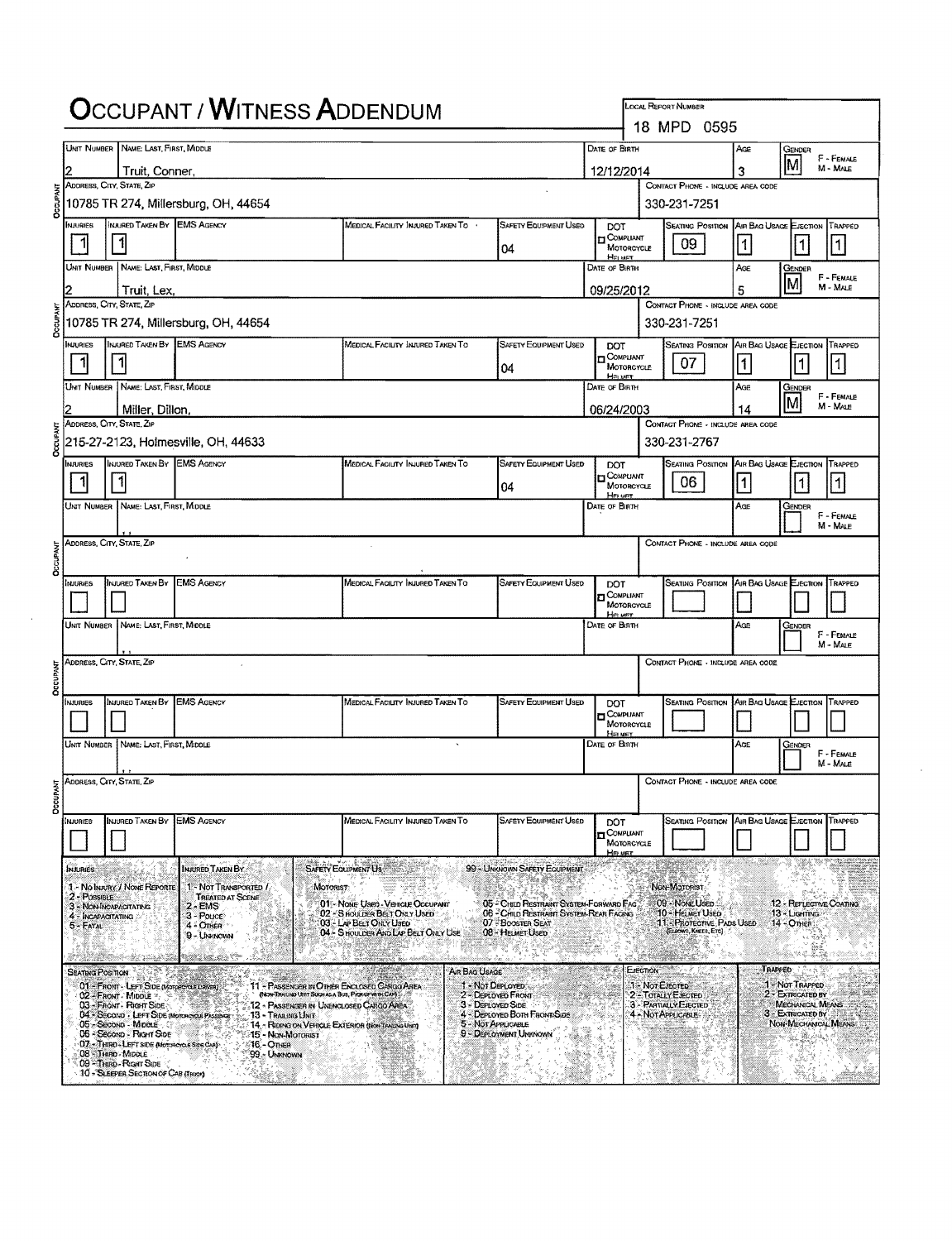# Occupant / Witness Addendum

**Local Report Number:** 18 MPD 0595

## Occupant

| Unit Number | Name: Last, First, Middle | Date of Birth | Age | Gender |
|---|---|---|---|---|
| 2 | Truit, Conner, | 12/12/2014 | 3 | M |

| Address, City, State, Zip | Contact Phone - Include Area Code |
|---|---|
| 10785 TR 274, Millersburg, OH, 44654 | 330-231-7251 |

| Injuries | Injured Taken By | EMS Agency | Medical Facility Injured Taken To | Safety Equipment Used | DOT Compliant Motorcycle Helmet | Seating Position | Air Bag Usage | Ejection | Trapped |
|---|---|---|---|---|---|---|---|---|---|
| 1 | 1 | | | 04 | | 09 | 1 | 1 | 1 |

## Occupant

| Unit Number | Name: Last, First, Middle | Date of Birth | Age | Gender |
|---|---|---|---|---|
| 2 | Truit, Lex, | 09/25/2012 | 5 | M |

| Address, City, State, Zip | Contact Phone - Include Area Code |
|---|---|
| 10785 TR 274, Millersburg, OH, 44654 | 330-231-7251 |

| Injuries | Injured Taken By | EMS Agency | Medical Facility Injured Taken To | Safety Equipment Used | DOT Compliant Motorcycle Helmet | Seating Position | Air Bag Usage | Ejection | Trapped |
|---|---|---|---|---|---|---|---|---|---|
| 1 | 1 | | | 04 | | 07 | 1 | 1 | 1 |

## Occupant

| Unit Number | Name: Last, First, Middle | Date of Birth | Age | Gender |
|---|---|---|---|---|
| 2 | Miller, Dillon, | 06/24/2003 | 14 | M |

| Address, City, State, Zip | Contact Phone - Include Area Code |
|---|---|
| 215-27-2123, Holmesville, OH, 44633 | 330-231-2767 |

| Injuries | Injured Taken By | EMS Agency | Medical Facility Injured Taken To | Safety Equipment Used | DOT Compliant Motorcycle Helmet | Seating Position | Air Bag Usage | Ejection | Trapped |
|---|---|---|---|---|---|---|---|---|---|
| 1 | 1 | | | 04 | | 06 | 1 | 1 | 1 |

## Occupant

| Unit Number | Name: Last, First, Middle | Date of Birth | Age | Gender |
|---|---|---|---|---|
| | | | | |

| Address, City, State, Zip | Contact Phone - Include Area Code |
|---|---|
| | |

| Injuries | Injured Taken By | EMS Agency | Medical Facility Injured Taken To | Safety Equipment Used | DOT Compliant Motorcycle Helmet | Seating Position | Air Bag Usage | Ejection | Trapped |
|---|---|---|---|---|---|---|---|---|---|
| | | | | | | | | | |

## Occupant

| Unit Number | Name: Last, First, Middle | Date of Birth | Age | Gender |
|---|---|---|---|---|
| | | | | |

| Address, City, State, Zip | Contact Phone - Include Area Code |
|---|---|
| | |

| Injuries | Injured Taken By | EMS Agency | Medical Facility Injured Taken To | Safety Equipment Used | DOT Compliant Motorcycle Helmet | Seating Position | Air Bag Usage | Ejection | Trapped |
|---|---|---|---|---|---|---|---|---|---|
| | | | | | | | | | |

## Occupant

| Unit Number | Name: Last, First, Middle | Date of Birth | Age | Gender |
|---|---|---|---|---|
| | | | | |

| Address, City, State, Zip | Contact Phone - Include Area Code |
|---|---|
| | |

| Injuries | Injured Taken By | EMS Agency | Medical Facility Injured Taken To | Safety Equipment Used | DOT Compliant Motorcycle Helmet | Seating Position | Air Bag Usage | Ejection | Trapped |
|---|---|---|---|---|---|---|---|---|---|
| | | | | | | | | | |

---

**Injuries**
1 - No Injury / None Reported
2 - Possible
3 - Non-Incapacitating
4 - Incapacitating
5 - Fatal

**Injured Taken By**
1 - Not Transported / Treated at Scene
2 - EMS
3 - Police
4 - Other
9 - Unknown

**Safety Equipment Used**
99 - Unknown Safety Equipment

*Motorist*
01 - None Used - Vehicle Occupant
02 - Shoulder Belt Only Used
03 - Lap Belt Only Used
04 - Shoulder and Lap Belt Only Used
05 - Child Restraint System-Forward Facing
06 - Child Restraint System-Rear Facing
07 - Booster Seat
08 - Helmet Used

*Non-Motorist*
09 - None Used
10 - Helmet Used
11 - Protective Pads Used (Elbows, Knees, Etc)
12 - Reflective Coating
13 - Lighting
14 - Other

**Seating Position**
01 - Front - Left Side (Motorcycle Driver)
02 - Front - Middle
03 - Front - Right Side
04 - Second - Left Side (Motorcycle Passenger)
05 - Second - Middle
06 - Second - Right Side
07 - Third - Left Side (Motorcycle Side Car)
08 - Third - Middle
09 - Third - Right Side
10 - Sleeper Section of Cab (Truck)
11 - Passenger in Other Enclosed Cargo Area (Non-Trailing Unit Such as a Bus, Pickup with Cap)
12 - Passenger in Unenclosed Cargo Area
13 - Trailing Unit
14 - Riding on Vehicle Exterior (Non-Trailing Unit)
15 - Non-Motorist
16 - Other
99 - Unknown

**Air Bag Usage**
1 - Not Deployed
2 - Deployed Front
3 - Deployed Side
4 - Deployed Both Front/Side
5 - Not Applicable
9 - Deployment Unknown

**Ejection**
1 - Not Ejected
2 - Totally Ejected
3 - Partially Ejected
4 - Not Applicable

**Trapped**
1 - Not Trapped
2 - Extricated by Mechanical Means
3 - Extricated by Non-Mechanical Means